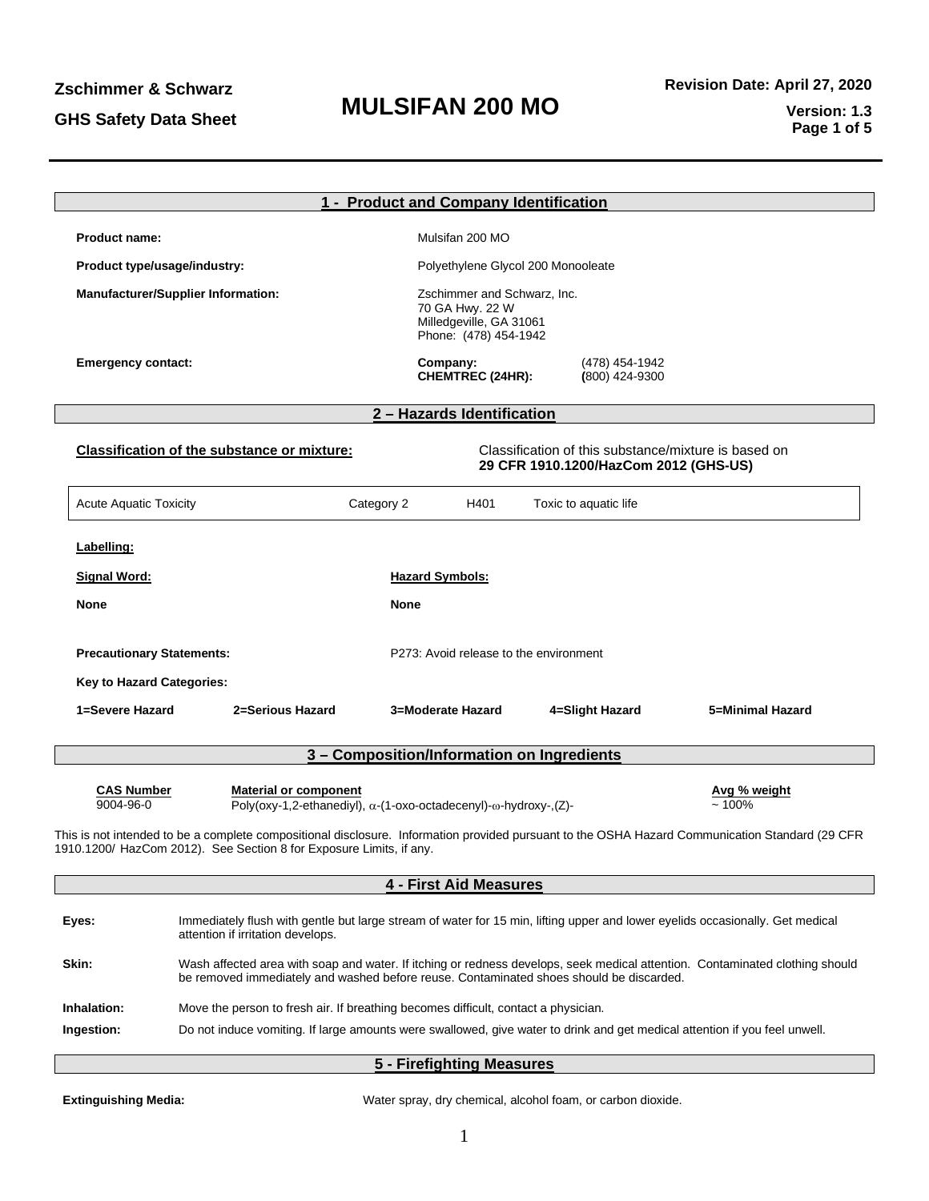# MULSIFAN 200 MO

**Zschimmer & Schwarz**

**GHS Safety Data Sheet**

**Revision Date: April 27, 2020**

**Version: 1.3**

## 1 - Product and Company Identification

**Product name:** Mulsifan 200 MO

**Product type/usage/industry:** Polyethylene Glycol 200 Monooleate

**Manufacturer/Supplier Information:**
Zschimmer and Schwarz, Inc.
70 GA Hwy. 22 W
Milledgeville, GA 31061
Phone: (478) 454-1942

**Emergency contact:**

| | |
|---|---|
| **Company:** | (478) 454-1942 |
| **CHEMTREC (24HR):** | **(**800) 424-9300 |

## 2 – Hazards Identification

**Classification of the substance or mixture:** Classification of this substance/mixture is based on **29 CFR 1910.1200/HazCom 2012 (GHS-US)**

| | | | |
|---|---|---|---|
| Acute Aquatic Toxicity | Category 2 | H401 | Toxic to aquatic life |

**Labelling:**

**Signal Word:** None

**Hazard Symbols:** None

**Precautionary Statements:** P273: Avoid release to the environment

**Key to Hazard Categories:**

| 1=Severe Hazard | 2=Serious Hazard | 3=Moderate Hazard | 4=Slight Hazard | 5=Minimal Hazard |
|---|---|---|---|---|

## 3 – Composition/Information on Ingredients

| CAS Number | Material or component | Avg % weight |
|---|---|---|
| 9004-96-0 | Poly(oxy-1,2-ethanediyl), α-(1-oxo-octadecenyl)-ω-hydroxy-,(Z)- | ~ 100% |

This is not intended to be a complete compositional disclosure. Information provided pursuant to the OSHA Hazard Communication Standard (29 CFR 1910.1200/ HazCom 2012). See Section 8 for Exposure Limits, if any.

## 4 - First Aid Measures

**Eyes:** Immediately flush with gentle but large stream of water for 15 min, lifting upper and lower eyelids occasionally. Get medical attention if irritation develops.

**Skin:** Wash affected area with soap and water. If itching or redness develops, seek medical attention. Contaminated clothing should be removed immediately and washed before reuse. Contaminated shoes should be discarded.

**Inhalation:** Move the person to fresh air. If breathing becomes difficult, contact a physician.

**Ingestion:** Do not induce vomiting. If large amounts were swallowed, give water to drink and get medical attention if you feel unwell.

## 5 - Firefighting Measures

**Extinguishing Media:** Water spray, dry chemical, alcohol foam, or carbon dioxide.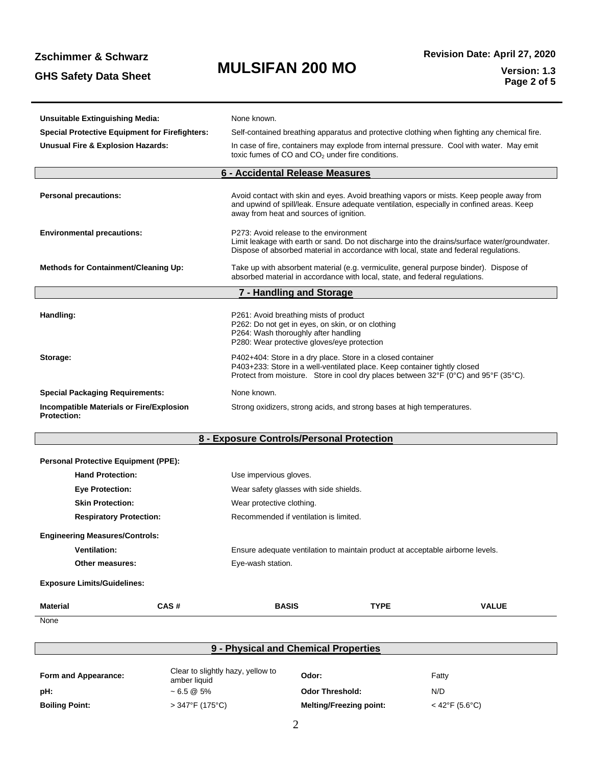**Unsuitable Extinguishing Media:** None known.

**Special Protective Equipment for Firefighters:** Self-contained breathing apparatus and protective clothing when fighting any chemical fire.

**Unusual Fire & Explosion Hazards:** In case of fire, containers may explode from internal pressure. Cool with water. May emit toxic fumes of CO and $CO_2$ under fire conditions.

## 6 - Accidental Release Measures

**Personal precautions:** Avoid contact with skin and eyes. Avoid breathing vapors or mists. Keep people away from and upwind of spill/leak. Ensure adequate ventilation, especially in confined areas. Keep away from heat and sources of ignition.

**Environmental precautions:** P273: Avoid release to the environment
Limit leakage with earth or sand. Do not discharge into the drains/surface water/groundwater. Dispose of absorbed material in accordance with local, state and federal regulations.

**Methods for Containment/Cleaning Up:** Take up with absorbent material (e.g. vermiculite, general purpose binder). Dispose of absorbed material in accordance with local, state, and federal regulations.

## 7 - Handling and Storage

**Handling:**
P261: Avoid breathing mists of product
P262: Do not get in eyes, on skin, or on clothing
P264: Wash thoroughly after handling
P280: Wear protective gloves/eye protection

**Storage:**
P402+404: Store in a dry place. Store in a closed container
P403+233: Store in a well-ventilated place. Keep container tightly closed
Protect from moisture. Store in cool dry places between 32°F (0°C) and 95°F (35°C).

**Special Packaging Requirements:** None known.

**Incompatible Materials or Fire/Explosion Protection:** Strong oxidizers, strong acids, and strong bases at high temperatures.

## 8 - Exposure Controls/Personal Protection

**Personal Protective Equipment (PPE):**

- **Hand Protection:** Use impervious gloves.
- **Eye Protection:** Wear safety glasses with side shields.
- **Skin Protection:** Wear protective clothing.
- **Respiratory Protection:** Recommended if ventilation is limited.

**Engineering Measures/Controls:**

- **Ventilation:** Ensure adequate ventilation to maintain product at acceptable airborne levels.
- **Other measures:** Eye-wash station.

**Exposure Limits/Guidelines:**

| Material | CAS # | BASIS | TYPE | VALUE |
|---|---|---|---|---|
| None | | | | |

## 9 - Physical and Chemical Properties

| | | | |
|---|---|---|---|
| **Form and Appearance:** | Clear to slightly hazy, yellow to amber liquid | **Odor:** | Fatty |
| **pH:** | ~ 6.5 @ 5% | **Odor Threshold:** | N/D |
| **Boiling Point:** | > 347°F (175°C) | **Melting/Freezing point:** | < 42°F (5.6°C) |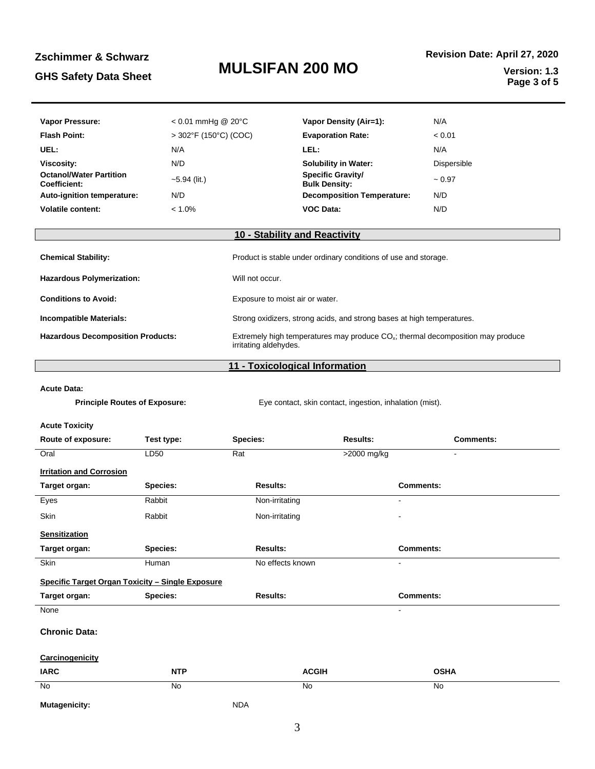| | | | |
|---|---|---|---|
| **Vapor Pressure:** | < 0.01 mmHg @ 20°C | **Vapor Density (Air=1):** | N/A |
| **Flash Point:** | > 302°F (150°C) (COC) | **Evaporation Rate:** | < 0.01 |
| **UEL:** | N/A | **LEL:** | N/A |
| **Viscosity:** | N/D | **Solubility in Water:** | Dispersible |
| **Octanol/Water Partition Coefficient:** | ~5.94 (lit.) | **Specific Gravity/ Bulk Density:** | ~ 0.97 |
| **Auto-ignition temperature:** | N/D | **Decomposition Temperature:** | N/D |
| **Volatile content:** | < 1.0% | **VOC Data:** | N/D |

## 10 - Stability and Reactivity

| | |
|---|---|
| **Chemical Stability:** | Product is stable under ordinary conditions of use and storage. |
| **Hazardous Polymerization:** | Will not occur. |
| **Conditions to Avoid:** | Exposure to moist air or water. |
| **Incompatible Materials:** | Strong oxidizers, strong acids, and strong bases at high temperatures. |
| **Hazardous Decomposition Products:** | Extremely high temperatures may produce $CO_x$; thermal decomposition may produce irritating aldehydes. |

## 11 - Toxicological Information

**Acute Data:**

**Principle Routes of Exposure:** Eye contact, skin contact, ingestion, inhalation (mist).

**Acute Toxicity**

| Route of exposure: | Test type: | Species: | Results: | Comments: |
|---|---|---|---|---|
| Oral | LD50 | Rat | >2000 mg/kg | - |

**Irritation and Corrosion**

| Target organ: | Species: | Results: | Comments: |
|---|---|---|---|
| Eyes | Rabbit | Non-irritating | - |
| Skin | Rabbit | Non-irritating | - |

**Sensitization**

| Target organ: | Species: | Results: | Comments: |
|---|---|---|---|
| Skin | Human | No effects known | - |

**Specific Target Organ Toxicity – Single Exposure**

| Target organ: | Species: | Results: | Comments: |
|---|---|---|---|
| None | | | - |

**Chronic Data:**

**Carcinogenicity**

| IARC | NTP | ACGIH | OSHA |
|---|---|---|---|
| No | No | No | No |

**Mutagenicity:** NDA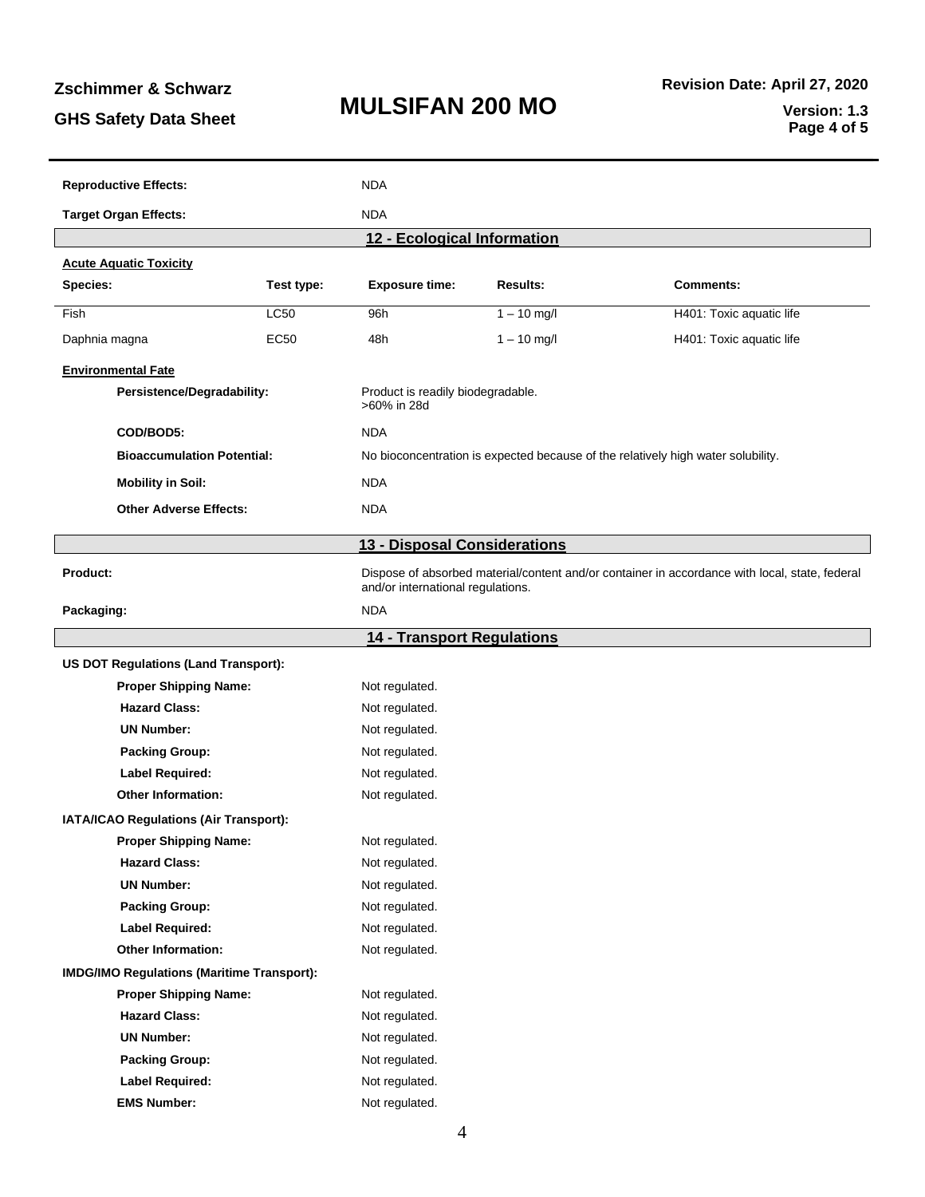**Reproductive Effects:** NDA

**Target Organ Effects:** NDA

## 12 - Ecological Information

**Acute Aquatic Toxicity**

| Species: | Test type: | Exposure time: | Results: | Comments: |
|---|---|---|---|---|
| Fish | LC50 | 96h | 1 – 10 mg/l | H401: Toxic aquatic life |
| Daphnia magna | EC50 | 48h | 1 – 10 mg/l | H401: Toxic aquatic life |

**Environmental Fate**

**Persistence/Degradability:** Product is readily biodegradable. >60% in 28d

**COD/BOD5:** NDA

**Bioaccumulation Potential:** No bioconcentration is expected because of the relatively high water solubility.

**Mobility in Soil:** NDA

**Other Adverse Effects:** NDA

## 13 - Disposal Considerations

**Product:** Dispose of absorbed material/content and/or container in accordance with local, state, federal and/or international regulations.

**Packaging:** NDA

## 14 - Transport Regulations

**US DOT Regulations (Land Transport):**

- **Proper Shipping Name:** Not regulated.
- **Hazard Class:** Not regulated.
- **UN Number:** Not regulated.
- **Packing Group:** Not regulated.
- **Label Required:** Not regulated.
- **Other Information:** Not regulated.

**IATA/ICAO Regulations (Air Transport):**

- **Proper Shipping Name:** Not regulated.
- **Hazard Class:** Not regulated.
- **UN Number:** Not regulated.
- **Packing Group:** Not regulated.
- **Label Required:** Not regulated.
- **Other Information:** Not regulated.

**IMDG/IMO Regulations (Maritime Transport):**

- **Proper Shipping Name:** Not regulated.
- **Hazard Class:** Not regulated.
- **UN Number:** Not regulated.
- **Packing Group:** Not regulated.
- **Label Required:** Not regulated.
- **EMS Number:** Not regulated.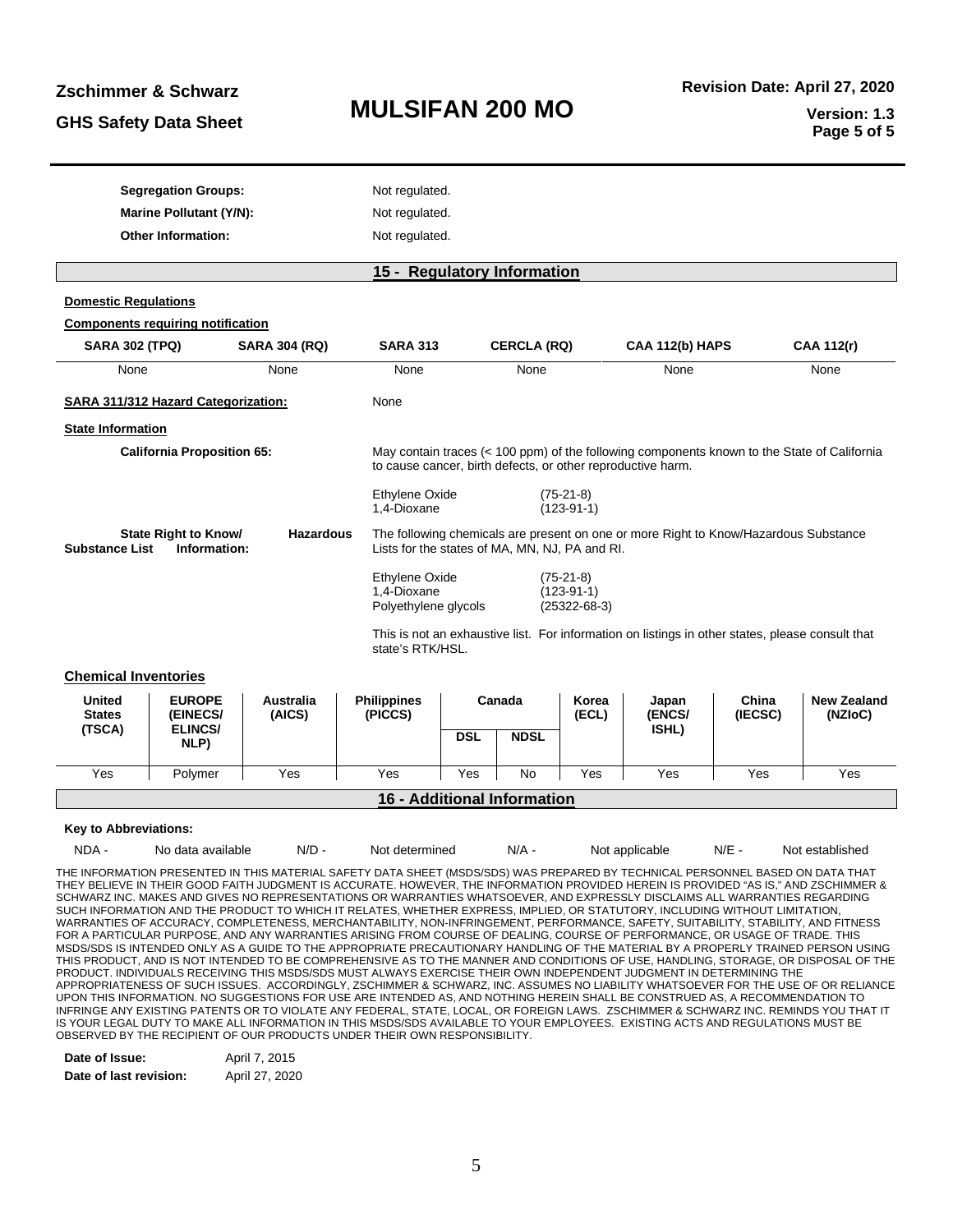| | |
|---|---|
| **Segregation Groups:** | Not regulated. |
| **Marine Pollutant (Y/N):** | Not regulated. |
| **Other Information:** | Not regulated. |

## 15 - Regulatory Information

**Domestic Regulations**

**Components requiring notification**

| SARA 302 (TPQ) | SARA 304 (RQ) | SARA 313 | CERCLA (RQ) | CAA 112(b) HAPS | CAA 112(r) |
|---|---|---|---|---|---|
| None | None | None | None | None | None |

**SARA 311/312 Hazard Categorization:** None

**State Information**

**California Proposition 65:**

May contain traces (< 100 ppm) of the following components known to the State of California to cause cancer, birth defects, or other reproductive harm.

Ethylene Oxide (75-21-8)
1,4-Dioxane (123-91-1)

**State Right to Know/ Hazardous Substance List Information:**

The following chemicals are present on one or more Right to Know/Hazardous Substance Lists for the states of MA, MN, NJ, PA and RI.

Ethylene Oxide (75-21-8)
1,4-Dioxane (123-91-1)
Polyethylene glycols (25322-68-3)

This is not an exhaustive list. For information on listings in other states, please consult that state's RTK/HSL.

**Chemical Inventories**

| United States (TSCA) | EUROPE (EINECS/ ELINCS/ NLP) | Australia (AICS) | Philippines (PICCS) | Canada | | Korea (ECL) | Japan (ENCS/ ISHL) | China (IECSC) | New Zealand (NZIoC) |
|---|---|---|---|---|---|---|---|---|---|
| | | | | DSL | NDSL | | | | |
| Yes | Polymer | Yes | Yes | Yes | No | Yes | Yes | Yes | Yes |

## 16 - Additional Information

**Key to Abbreviations:**

NDA - No data available   N/D - Not determined   N/A - Not applicable   N/E - Not established

THE INFORMATION PRESENTED IN THIS MATERIAL SAFETY DATA SHEET (MSDS/SDS) WAS PREPARED BY TECHNICAL PERSONNEL BASED ON DATA THAT THEY BELIEVE IN THEIR GOOD FAITH JUDGMENT IS ACCURATE. HOWEVER, THE INFORMATION PROVIDED HEREIN IS PROVIDED "AS IS," AND ZSCHIMMER & SCHWARZ INC. MAKES AND GIVES NO REPRESENTATIONS OR WARRANTIES WHATSOEVER, AND EXPRESSLY DISCLAIMS ALL WARRANTIES REGARDING SUCH INFORMATION AND THE PRODUCT TO WHICH IT RELATES, WHETHER EXPRESS, IMPLIED, OR STATUTORY, INCLUDING WITHOUT LIMITATION, WARRANTIES OF ACCURACY, COMPLETENESS, MERCHANTABILITY, NON-INFRINGEMENT, PERFORMANCE, SAFETY, SUITABILITY, STABILITY, AND FITNESS FOR A PARTICULAR PURPOSE, AND ANY WARRANTIES ARISING FROM COURSE OF DEALING, COURSE OF PERFORMANCE, OR USAGE OF TRADE. THIS MSDS/SDS IS INTENDED ONLY AS A GUIDE TO THE APPROPRIATE PRECAUTIONARY HANDLING OF THE MATERIAL BY A PROPERLY TRAINED PERSON USING THIS PRODUCT, AND IS NOT INTENDED TO BE COMPREHENSIVE AS TO THE MANNER AND CONDITIONS OF USE, HANDLING, STORAGE, OR DISPOSAL OF THE PRODUCT. INDIVIDUALS RECEIVING THIS MSDS/SDS MUST ALWAYS EXERCISE THEIR OWN INDEPENDENT JUDGMENT IN DETERMINING THE APPROPRIATENESS OF SUCH ISSUES. ACCORDINGLY, ZSCHIMMER & SCHWARZ, INC. ASSUMES NO LIABILITY WHATSOEVER FOR THE USE OF OR RELIANCE UPON THIS INFORMATION. NO SUGGESTIONS FOR USE ARE INTENDED AS, AND NOTHING HEREIN SHALL BE CONSTRUED AS, A RECOMMENDATION TO INFRINGE ANY EXISTING PATENTS OR TO VIOLATE ANY FEDERAL, STATE, LOCAL, OR FOREIGN LAWS. ZSCHIMMER & SCHWARZ INC. REMINDS YOU THAT IT IS YOUR LEGAL DUTY TO MAKE ALL INFORMATION IN THIS MSDS/SDS AVAILABLE TO YOUR EMPLOYEES. EXISTING ACTS AND REGULATIONS MUST BE OBSERVED BY THE RECIPIENT OF OUR PRODUCTS UNDER THEIR OWN RESPONSIBILITY.

**Date of Issue:** April 7, 2015
**Date of last revision:** April 27, 2020